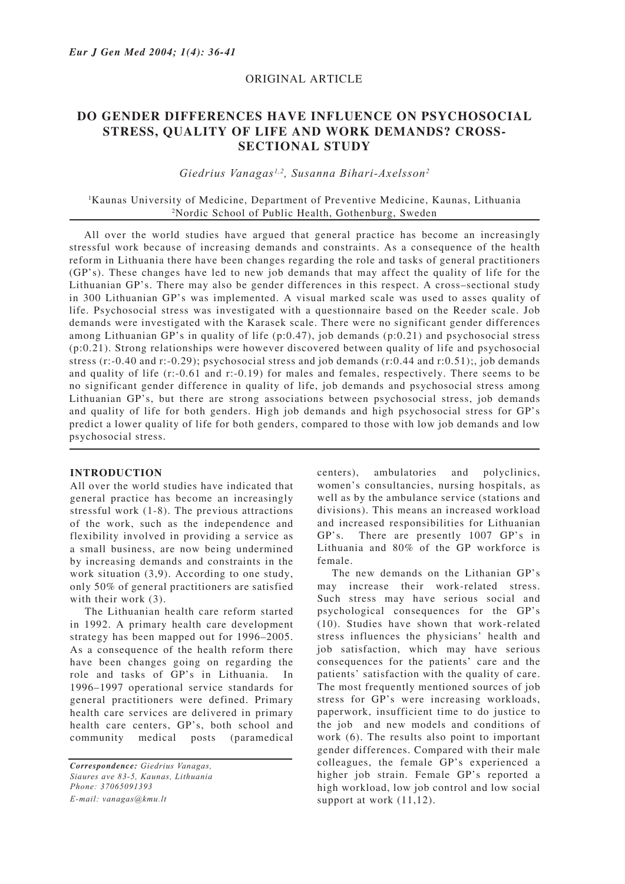ORIGINAL ARTICLE

# DO GENDER DIFFERENCES HAVE INFLUENCE ON PSYCHOSOCIAL STRESS, QUALITY OF LIFE AND WORK DEMANDS? CROSS-SECTIONAL STUDY

*Giedrius Vanagas[1,2], Susanna Bihari-Axelsson[2]*

[1]Kaunas University of Medicine, Department of Preventive Medicine, Kaunas, Lithuania
[2]Nordic School of Public Health, Gothenburg, Sweden

All over the world studies have argued that general practice has become an increasingly stressful work because of increasing demands and constraints. As a consequence of the health reform in Lithuania there have been changes regarding the role and tasks of general practitioners (GP's). These changes have led to new job demands that may affect the quality of life for the Lithuanian GP's. There may also be gender differences in this respect. A cross–sectional study in 300 Lithuanian GP's was implemented. A visual marked scale was used to asses quality of life. Psychosocial stress was investigated with a questionnaire based on the Reeder scale. Job demands were investigated with the Karasek scale. There were no significant gender differences among Lithuanian GP's in quality of life (p:0.47), job demands (p:0.21) and psychosocial stress (p:0.21). Strong relationships were however discovered between quality of life and psychosocial stress (r:-0.40 and r:-0.29); psychosocial stress and job demands (r:0.44 and r:0.51);, job demands and quality of life (r:-0.61 and r:-0.19) for males and females, respectively. There seems to be no significant gender difference in quality of life, job demands and psychosocial stress among Lithuanian GP's, but there are strong associations between psychosocial stress, job demands and quality of life for both genders. High job demands and high psychosocial stress for GP's predict a lower quality of life for both genders, compared to those with low job demands and low psychosocial stress.

## INTRODUCTION

All over the world studies have indicated that general practice has become an increasingly stressful work (1-8). The previous attractions of the work, such as the independence and flexibility involved in providing a service as a small business, are now being undermined by increasing demands and constraints in the work situation (3,9). According to one study, only 50% of general practitioners are satisfied with their work (3).

The Lithuanian health care reform started in 1992. A primary health care development strategy has been mapped out for 1996–2005. As a consequence of the health reform there have been changes going on regarding the role and tasks of GP's in Lithuania. In 1996–1997 operational service standards for general practitioners were defined. Primary health care services are delivered in primary health care centers, GP's, both school and community medical posts (paramedical centers), ambulatories and polyclinics, women's consultancies, nursing hospitals, as well as by the ambulance service (stations and divisions). This means an increased workload and increased responsibilities for Lithuanian GP's. There are presently 1007 GP's in Lithuania and 80% of the GP workforce is female.

The new demands on the Lithanian GP's may increase their work-related stress. Such stress may have serious social and psychological consequences for the GP's (10). Studies have shown that work-related stress influences the physicians' health and job satisfaction, which may have serious consequences for the patients' care and the patients' satisfaction with the quality of care. The most frequently mentioned sources of job stress for GP's were increasing workloads, paperwork, insufficient time to do justice to the job and new models and conditions of work (6). The results also point to important gender differences. Compared with their male colleagues, the female GP's experienced a higher job strain. Female GP's reported a high workload, low job control and low social support at work (11,12).

*Correspondence: Giedrius Vanagas, Siaures ave 83-5, Kaunas, Lithuania Phone: 37065091393 E-mail: vanagas@kmu.lt*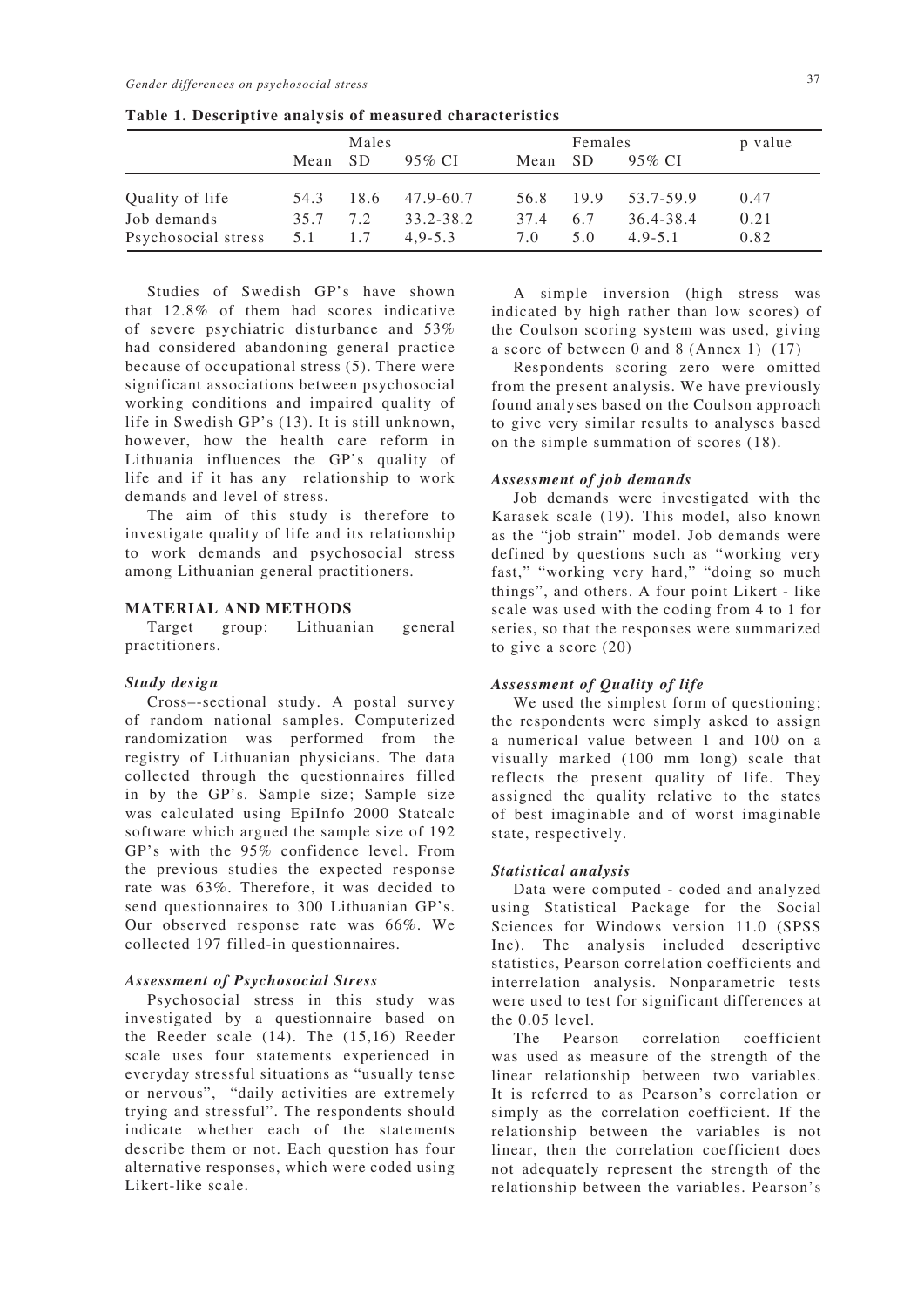**Table 1. Descriptive analysis of measured characteristics**

| | Males | | | Females | | | p value |
|---|---|---|---|---|---|---|---|
| | Mean | SD | 95% CI | Mean | SD | 95% CI | |
| Quality of life | 54.3 | 18.6 | 47.9-60.7 | 56.8 | 19.9 | 53.7-59.9 | 0.47 |
| Job demands | 35.7 | 7.2 | 33.2-38.2 | 37.4 | 6.7 | 36.4-38.4 | 0.21 |
| Psychosocial stress | 5.1 | 1.7 | 4,9-5.3 | 7.0 | 5.0 | 4.9-5.1 | 0.82 |

Studies of Swedish GP's have shown that 12.8% of them had scores indicative of severe psychiatric disturbance and 53% had considered abandoning general practice because of occupational stress (5). There were significant associations between psychosocial working conditions and impaired quality of life in Swedish GP's (13). It is still unknown, however, how the health care reform in Lithuania influences the GP's quality of life and if it has any relationship to work demands and level of stress.

The aim of this study is therefore to investigate quality of life and its relationship to work demands and psychosocial stress among Lithuanian general practitioners.

## MATERIAL AND METHODS

Target group: Lithuanian general practitioners.

### *Study design*

Cross–-sectional study. A postal survey of random national samples. Computerized randomization was performed from the registry of Lithuanian physicians. The data collected through the questionnaires filled in by the GP's. Sample size; Sample size was calculated using EpiInfo 2000 Statcalc software which argued the sample size of 192 GP's with the 95% confidence level. From the previous studies the expected response rate was 63%. Therefore, it was decided to send questionnaires to 300 Lithuanian GP's. Our observed response rate was 66%. We collected 197 filled-in questionnaires.

### *Assessment of Psychosocial Stress*

Psychosocial stress in this study was investigated by a questionnaire based on the Reeder scale (14). The (15,16) Reeder scale uses four statements experienced in everyday stressful situations as "usually tense or nervous", "daily activities are extremely trying and stressful". The respondents should indicate whether each of the statements describe them or not. Each question has four alternative responses, which were coded using Likert-like scale.

A simple inversion (high stress was indicated by high rather than low scores) of the Coulson scoring system was used, giving a score of between 0 and 8 (Annex 1) (17)

Respondents scoring zero were omitted from the present analysis. We have previously found analyses based on the Coulson approach to give very similar results to analyses based on the simple summation of scores (18).

### *Assessment of job demands*

Job demands were investigated with the Karasek scale (19). This model, also known as the "job strain" model. Job demands were defined by questions such as "working very fast," "working very hard," "doing so much things", and others. A four point Likert - like scale was used with the coding from 4 to 1 for series, so that the responses were summarized to give a score (20)

### *Assessment of Quality of life*

We used the simplest form of questioning; the respondents were simply asked to assign a numerical value between 1 and 100 on a visually marked (100 mm long) scale that reflects the present quality of life. They assigned the quality relative to the states of best imaginable and of worst imaginable state, respectively.

### *Statistical analysis*

Data were computed - coded and analyzed using Statistical Package for the Social Sciences for Windows version 11.0 (SPSS Inc). The analysis included descriptive statistics, Pearson correlation coefficients and interrelation analysis. Nonparametric tests were used to test for significant differences at the 0.05 level.

The Pearson correlation coefficient was used as measure of the strength of the linear relationship between two variables. It is referred to as Pearson's correlation or simply as the correlation coefficient. If the relationship between the variables is not linear, then the correlation coefficient does not adequately represent the strength of the relationship between the variables. Pearson's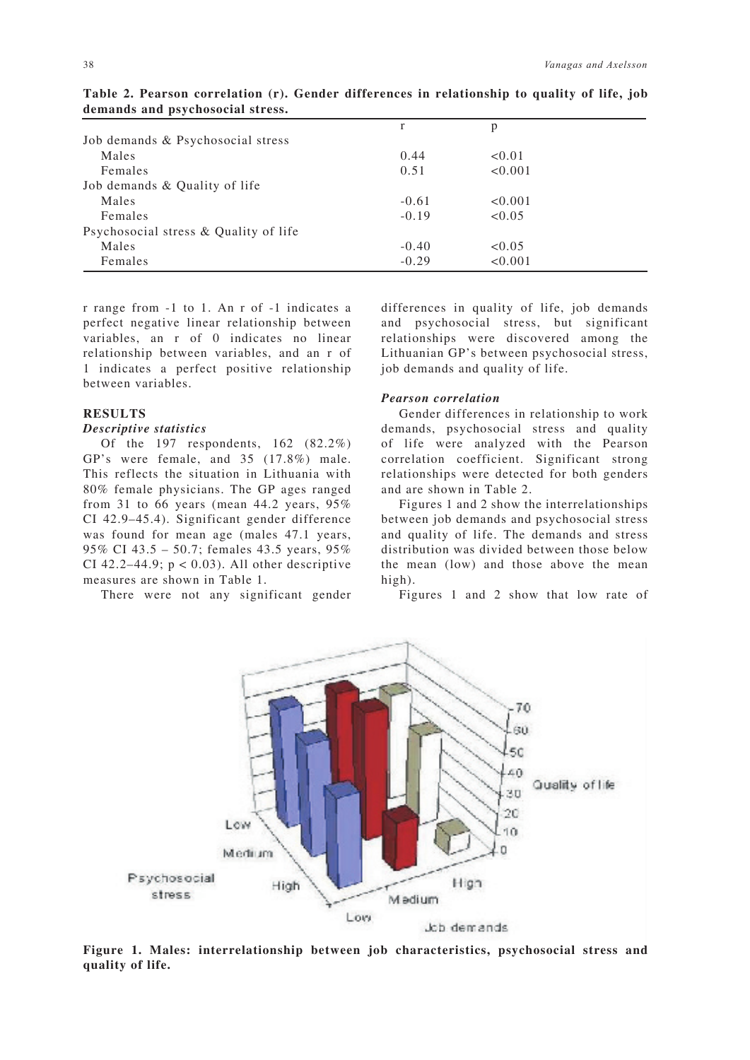**Table 2. Pearson correlation (r). Gender differences in relationship to quality of life, job demands and psychosocial stress.**

| | r | p |
|---|---|---|
| Job demands & Psychosocial stress | | |
| Males | 0.44 | <0.01 |
| Females | 0.51 | <0.001 |
| Job demands & Quality of life | | |
| Males | -0.61 | <0.001 |
| Females | -0.19 | <0.05 |
| Psychosocial stress & Quality of life | | |
| Males | -0.40 | <0.05 |
| Females | -0.29 | <0.001 |

r range from -1 to 1. An r of -1 indicates a perfect negative linear relationship between variables, an r of 0 indicates no linear relationship between variables, and an r of 1 indicates a perfect positive relationship between variables.

## RESULTS

### *Descriptive statistics*

Of the 197 respondents, 162 (82.2%) GP's were female, and 35 (17.8%) male. This reflects the situation in Lithuania with 80% female physicians. The GP ages ranged from 31 to 66 years (mean 44.2 years, 95% CI 42.9–45.4). Significant gender difference was found for mean age (males 47.1 years, 95% CI 43.5 – 50.7; females 43.5 years, 95% CI 42.2–44.9; $p < 0.03$). All other descriptive measures are shown in Table 1.

There were not any significant gender differences in quality of life, job demands and psychosocial stress, but significant relationships were discovered among the Lithuanian GP's between psychosocial stress, job demands and quality of life.

### *Pearson correlation*

Gender differences in relationship to work demands, psychosocial stress and quality of life were analyzed with the Pearson correlation coefficient. Significant strong relationships were detected for both genders and are shown in Table 2.

Figures 1 and 2 show the interrelationships between job demands and psychosocial stress and quality of life. The demands and stress distribution was divided between those below the mean (low) and those above the mean high).

Figures 1 and 2 show that low rate of

**Figure 1. Males: interrelationship between job characteristics, psychosocial stress and quality of life.**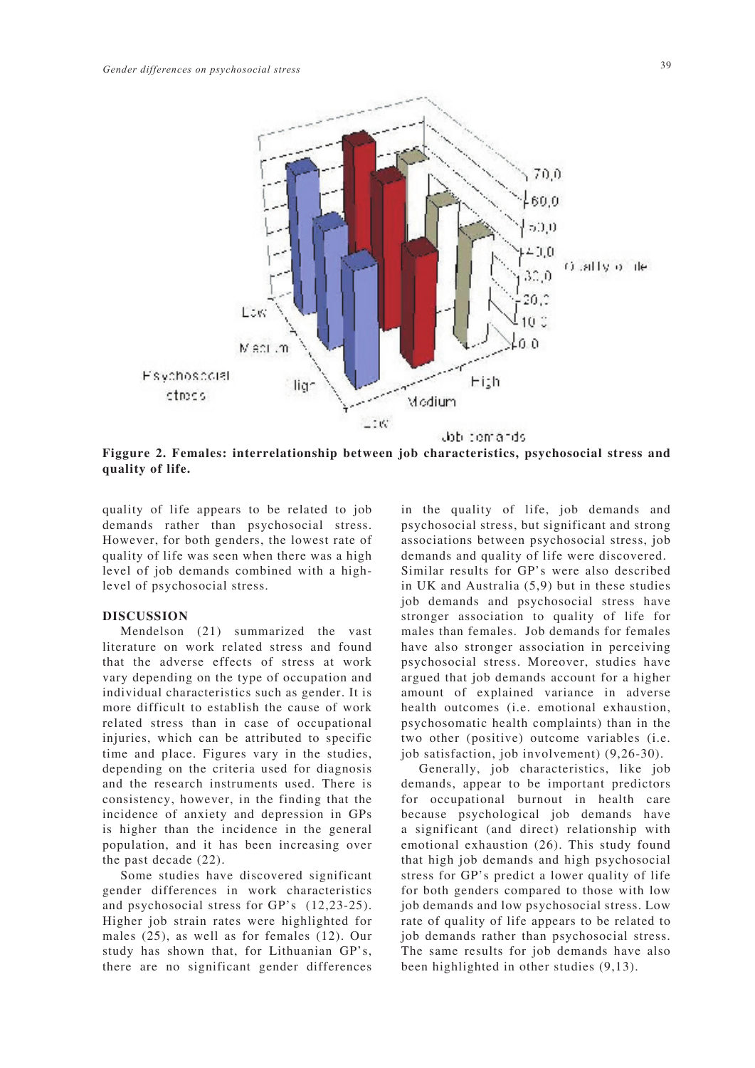**Figgure 2. Females: interrelationship between job characteristics, psychosocial stress and quality of life.**

quality of life appears to be related to job demands rather than psychosocial stress. However, for both genders, the lowest rate of quality of life was seen when there was a high level of job demands combined with a high-level of psychosocial stress.

## DISCUSSION

Mendelson (21) summarized the vast literature on work related stress and found that the adverse effects of stress at work vary depending on the type of occupation and individual characteristics such as gender. It is more difficult to establish the cause of work related stress than in case of occupational injuries, which can be attributed to specific time and place. Figures vary in the studies, depending on the criteria used for diagnosis and the research instruments used. There is consistency, however, in the finding that the incidence of anxiety and depression in GPs is higher than the incidence in the general population, and it has been increasing over the past decade (22).

Some studies have discovered significant gender differences in work characteristics and psychosocial stress for GP's (12,23-25). Higher job strain rates were highlighted for males (25), as well as for females (12). Our study has shown that, for Lithuanian GP's, there are no significant gender differences in the quality of life, job demands and psychosocial stress, but significant and strong associations between psychosocial stress, job demands and quality of life were discovered. Similar results for GP's were also described in UK and Australia (5,9) but in these studies job demands and psychosocial stress have stronger association to quality of life for males than females. Job demands for females have also stronger association in perceiving psychosocial stress. Moreover, studies have argued that job demands account for a higher amount of explained variance in adverse health outcomes (i.e. emotional exhaustion, psychosomatic health complaints) than in the two other (positive) outcome variables (i.e. job satisfaction, job involvement) (9,26-30).

Generally, job characteristics, like job demands, appear to be important predictors for occupational burnout in health care because psychological job demands have a significant (and direct) relationship with emotional exhaustion (26). This study found that high job demands and high psychosocial stress for GP's predict a lower quality of life for both genders compared to those with low job demands and low psychosocial stress. Low rate of quality of life appears to be related to job demands rather than psychosocial stress. The same results for job demands have also been highlighted in other studies (9,13).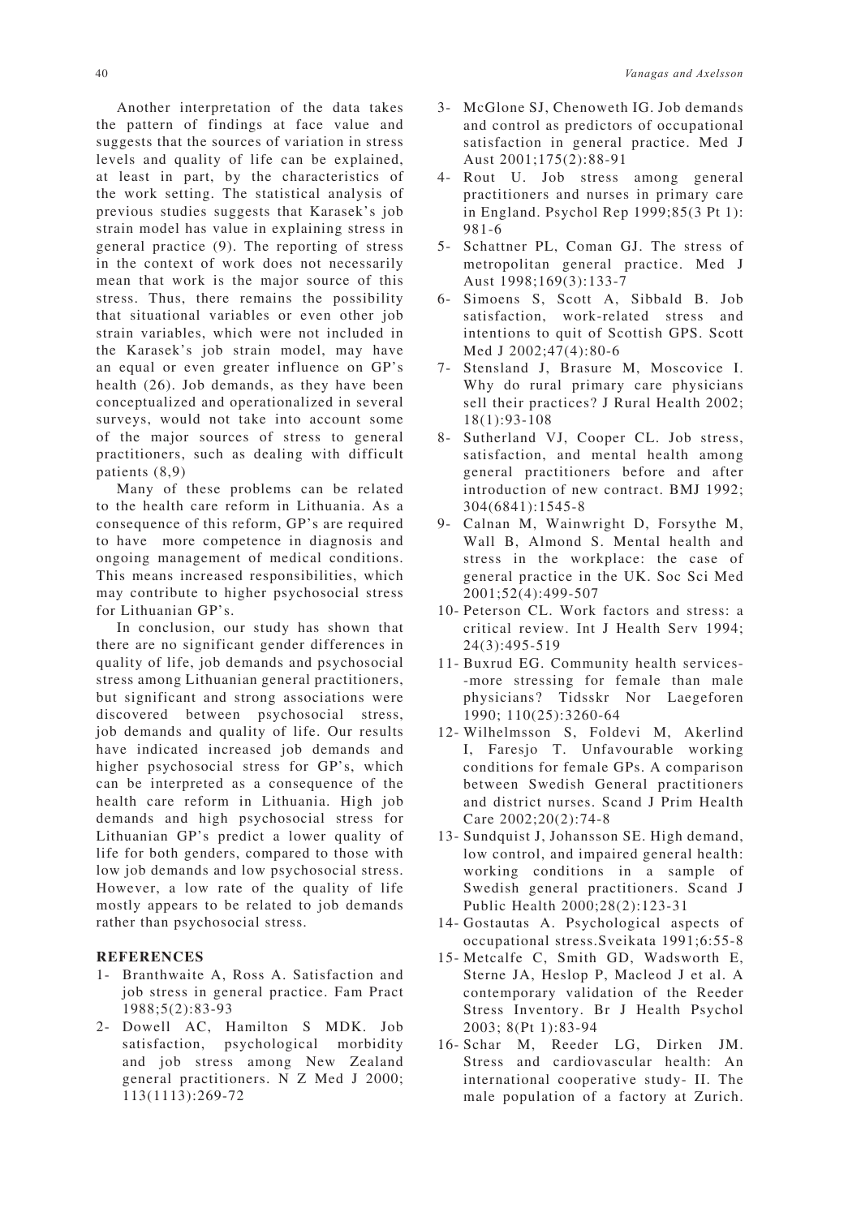Another interpretation of the data takes the pattern of findings at face value and suggests that the sources of variation in stress levels and quality of life can be explained, at least in part, by the characteristics of the work setting. The statistical analysis of previous studies suggests that Karasek's job strain model has value in explaining stress in general practice (9). The reporting of stress in the context of work does not necessarily mean that work is the major source of this stress. Thus, there remains the possibility that situational variables or even other job strain variables, which were not included in the Karasek's job strain model, may have an equal or even greater influence on GP's health (26). Job demands, as they have been conceptualized and operationalized in several surveys, would not take into account some of the major sources of stress to general practitioners, such as dealing with difficult patients (8,9)

Many of these problems can be related to the health care reform in Lithuania. As a consequence of this reform, GP's are required to have more competence in diagnosis and ongoing management of medical conditions. This means increased responsibilities, which may contribute to higher psychosocial stress for Lithuanian GP's.

In conclusion, our study has shown that there are no significant gender differences in quality of life, job demands and psychosocial stress among Lithuanian general practitioners, but significant and strong associations were discovered between psychosocial stress, job demands and quality of life. Our results have indicated increased job demands and higher psychosocial stress for GP's, which can be interpreted as a consequence of the health care reform in Lithuania. High job demands and high psychosocial stress for Lithuanian GP's predict a lower quality of life for both genders, compared to those with low job demands and low psychosocial stress. However, a low rate of the quality of life mostly appears to be related to job demands rather than psychosocial stress.

## REFERENCES

1- Branthwaite A, Ross A. Satisfaction and job stress in general practice. Fam Pract 1988;5(2):83-93

2- Dowell AC, Hamilton S MDK. Job satisfaction, psychological morbidity and job stress among New Zealand general practitioners. N Z Med J 2000; 113(1113):269-72

3- McGlone SJ, Chenoweth IG. Job demands and control as predictors of occupational satisfaction in general practice. Med J Aust 2001;175(2):88-91

4- Rout U. Job stress among general practitioners and nurses in primary care in England. Psychol Rep 1999;85(3 Pt 1): 981-6

5- Schattner PL, Coman GJ. The stress of metropolitan general practice. Med J Aust 1998;169(3):133-7

6- Simoens S, Scott A, Sibbald B. Job satisfaction, work-related stress and intentions to quit of Scottish GPS. Scott Med J 2002;47(4):80-6

7- Stensland J, Brasure M, Moscovice I. Why do rural primary care physicians sell their practices? J Rural Health 2002; 18(1):93-108

8- Sutherland VJ, Cooper CL. Job stress, satisfaction, and mental health among general practitioners before and after introduction of new contract. BMJ 1992; 304(6841):1545-8

9- Calnan M, Wainwright D, Forsythe M, Wall B, Almond S. Mental health and stress in the workplace: the case of general practice in the UK. Soc Sci Med 2001;52(4):499-507

10- Peterson CL. Work factors and stress: a critical review. Int J Health Serv 1994; 24(3):495-519

11- Buxrud EG. Community health services--more stressing for female than male physicians? Tidsskr Nor Laegeforen 1990; 110(25):3260-64

12- Wilhelmsson S, Foldevi M, Akerlind I, Faresjo T. Unfavourable working conditions for female GPs. A comparison between Swedish General practitioners and district nurses. Scand J Prim Health Care 2002;20(2):74-8

13- Sundquist J, Johansson SE. High demand, low control, and impaired general health: working conditions in a sample of Swedish general practitioners. Scand J Public Health 2000;28(2):123-31

14- Gostautas A. Psychological aspects of occupational stress.Sveikata 1991;6:55-8

15- Metcalfe C, Smith GD, Wadsworth E, Sterne JA, Heslop P, Macleod J et al. A contemporary validation of the Reeder Stress Inventory. Br J Health Psychol 2003; 8(Pt 1):83-94

16- Schar M, Reeder LG, Dirken JM. Stress and cardiovascular health: An international cooperative study- II. The male population of a factory at Zurich.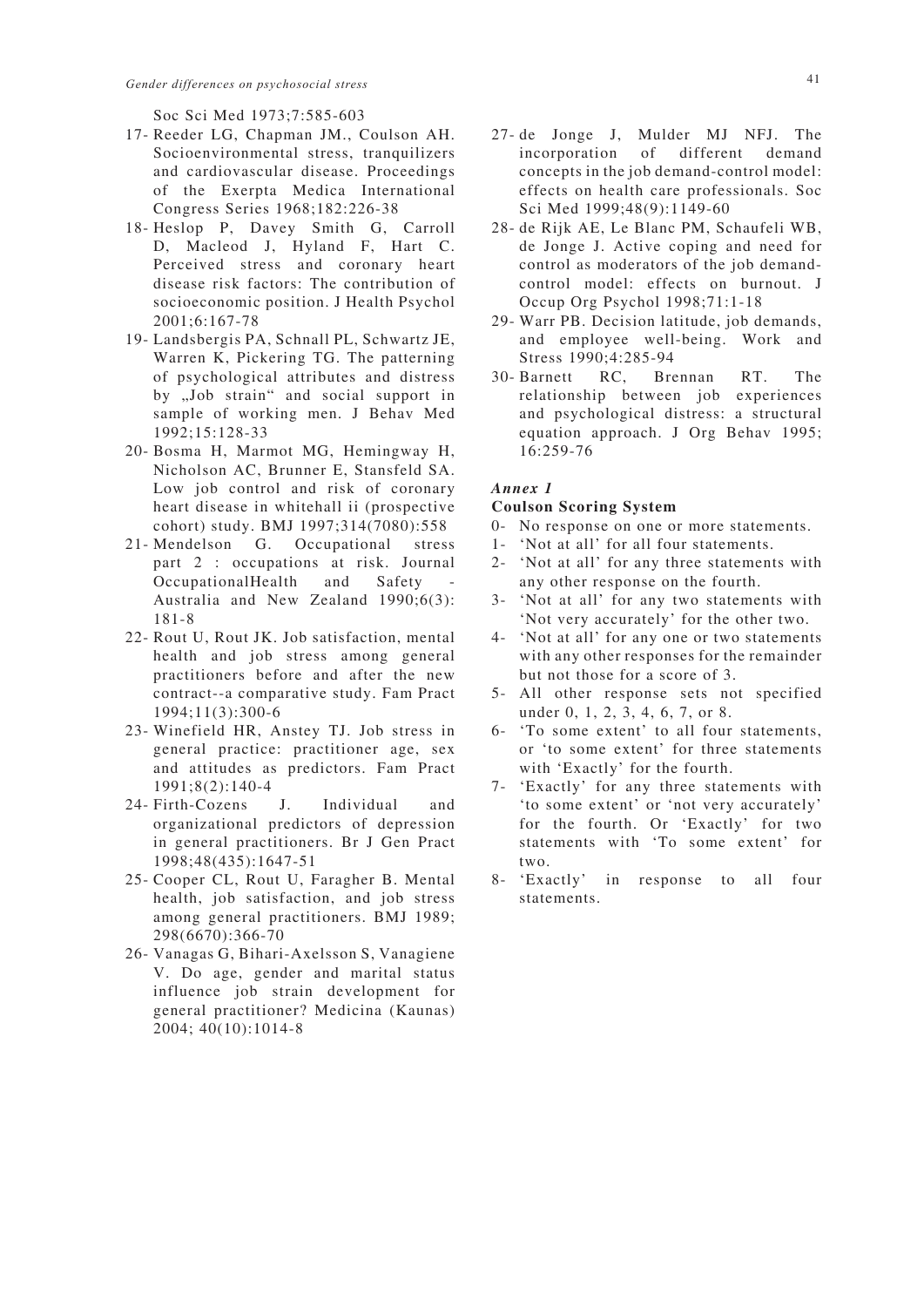Soc Sci Med 1973;7:585-603

17- Reeder LG, Chapman JM., Coulson AH. Socioenvironmental stress, tranquilizers and cardiovascular disease. Proceedings of the Exerpta Medica International Congress Series 1968;182:226-38
18- Heslop P, Davey Smith G, Carroll D, Macleod J, Hyland F, Hart C. Perceived stress and coronary heart disease risk factors: The contribution of socioeconomic position. J Health Psychol 2001;6:167-78
19- Landsbergis PA, Schnall PL, Schwartz JE, Warren K, Pickering TG. The patterning of psychological attributes and distress by „Job strain" and social support in sample of working men. J Behav Med 1992;15:128-33
20- Bosma H, Marmot MG, Hemingway H, Nicholson AC, Brunner E, Stansfeld SA. Low job control and risk of coronary heart disease in whitehall ii (prospective cohort) study. BMJ 1997;314(7080):558
21- Mendelson G. Occupational stress part 2 : occupations at risk. Journal OccupationalHealth and Safety - Australia and New Zealand 1990;6(3): 181-8
22- Rout U, Rout JK. Job satisfaction, mental health and job stress among general practitioners before and after the new contract--a comparative study. Fam Pract 1994;11(3):300-6
23- Winefield HR, Anstey TJ. Job stress in general practice: practitioner age, sex and attitudes as predictors. Fam Pract 1991;8(2):140-4
24- Firth-Cozens J. Individual and organizational predictors of depression in general practitioners. Br J Gen Pract 1998;48(435):1647-51
25- Cooper CL, Rout U, Faragher B. Mental health, job satisfaction, and job stress among general practitioners. BMJ 1989; 298(6670):366-70
26- Vanagas G, Bihari-Axelsson S, Vanagiene V. Do age, gender and marital status influence job strain development for general practitioner? Medicina (Kaunas) 2004; 40(10):1014-8
27- de Jonge J, Mulder MJ NFJ. The incorporation of different demand concepts in the job demand-control model: effects on health care professionals. Soc Sci Med 1999;48(9):1149-60
28- de Rijk AE, Le Blanc PM, Schaufeli WB, de Jonge J. Active coping and need for control as moderators of the job demand-control model: effects on burnout. J Occup Org Psychol 1998;71:1-18
29- Warr PB. Decision latitude, job demands, and employee well-being. Work and Stress 1990;4:285-94
30- Barnett RC, Brennan RT. The relationship between job experiences and psychological distress: a structural equation approach. J Org Behav 1995; 16:259-76

### *Annex 1*

**Coulson Scoring System**

0- No response on one or more statements.
1- 'Not at all' for all four statements.
2- 'Not at all' for any three statements with any other response on the fourth.
3- 'Not at all' for any two statements with 'Not very accurately' for the other two.
4- 'Not at all' for any one or two statements with any other responses for the remainder but not those for a score of 3.
5- All other response sets not specified under 0, 1, 2, 3, 4, 6, 7, or 8.
6- 'To some extent' to all four statements, or 'to some extent' for three statements with 'Exactly' for the fourth.
7- 'Exactly' for any three statements with 'to some extent' or 'not very accurately' for the fourth. Or 'Exactly' for two statements with 'To some extent' for two.
8- 'Exactly' in response to all four statements.